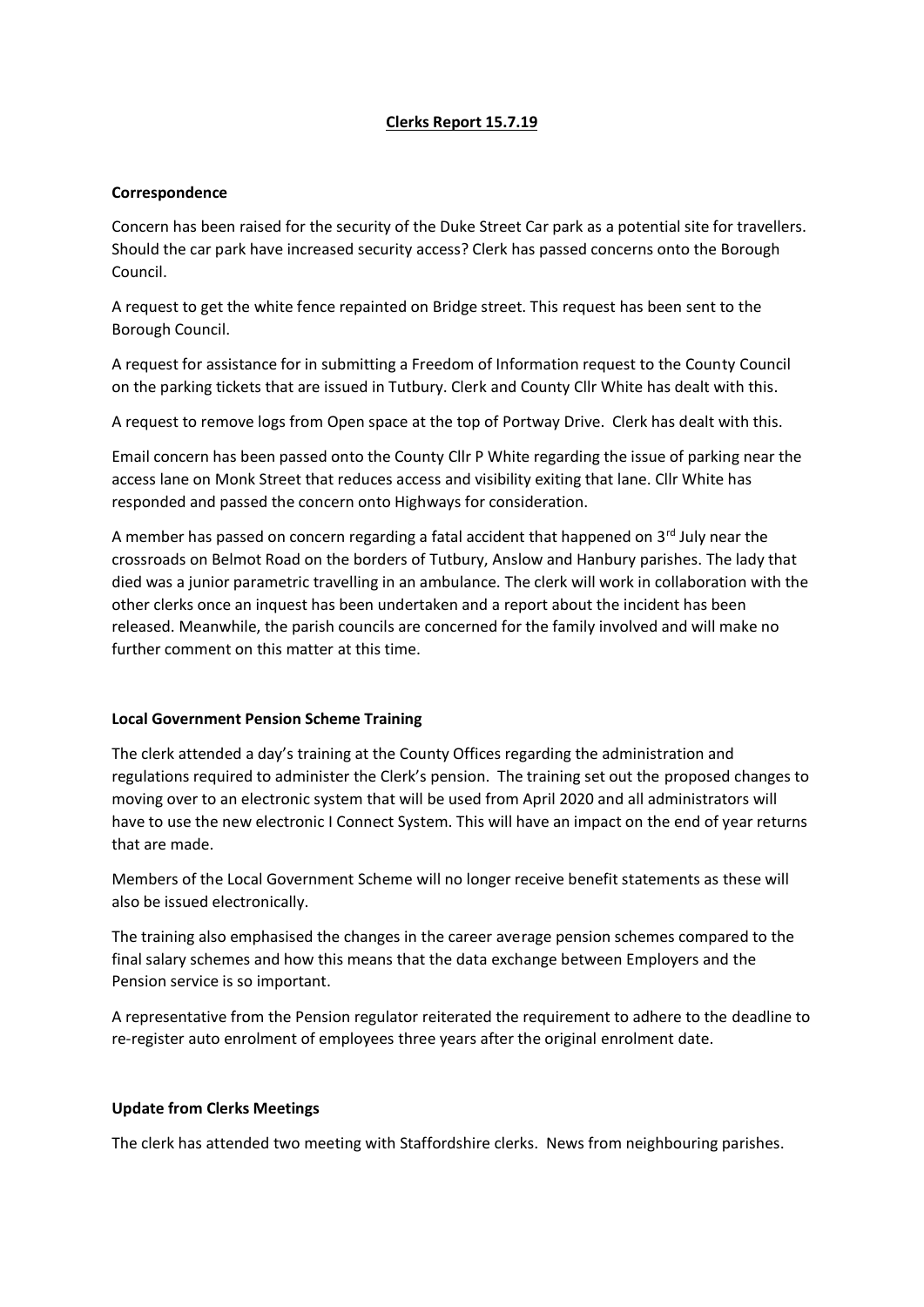# Clerks Report 15.7.19

## Correspondence

Concern has been raised for the security of the Duke Street Car park as a potential site for travellers. Should the car park have increased security access? Clerk has passed concerns onto the Borough Council.

A request to get the white fence repainted on Bridge street. This request has been sent to the Borough Council.

A request for assistance for in submitting a Freedom of Information request to the County Council on the parking tickets that are issued in Tutbury. Clerk and County Cllr White has dealt with this.

A request to remove logs from Open space at the top of Portway Drive. Clerk has dealt with this.

Email concern has been passed onto the County Cllr P White regarding the issue of parking near the access lane on Monk Street that reduces access and visibility exiting that lane. Cllr White has responded and passed the concern onto Highways for consideration.

A member has passed on concern regarding a fatal accident that happened on 3rd July near the crossroads on Belmot Road on the borders of Tutbury, Anslow and Hanbury parishes. The lady that died was a junior parametric travelling in an ambulance. The clerk will work in collaboration with the other clerks once an inquest has been undertaken and a report about the incident has been released. Meanwhile, the parish councils are concerned for the family involved and will make no further comment on this matter at this time.

## Local Government Pension Scheme Training

The clerk attended a day's training at the County Offices regarding the administration and regulations required to administer the Clerk's pension. The training set out the proposed changes to moving over to an electronic system that will be used from April 2020 and all administrators will have to use the new electronic I Connect System. This will have an impact on the end of year returns that are made.

Members of the Local Government Scheme will no longer receive benefit statements as these will also be issued electronically.

The training also emphasised the changes in the career average pension schemes compared to the final salary schemes and how this means that the data exchange between Employers and the Pension service is so important.

A representative from the Pension regulator reiterated the requirement to adhere to the deadline to re-register auto enrolment of employees three years after the original enrolment date.

## Update from Clerks Meetings

The clerk has attended two meeting with Staffordshire clerks. News from neighbouring parishes.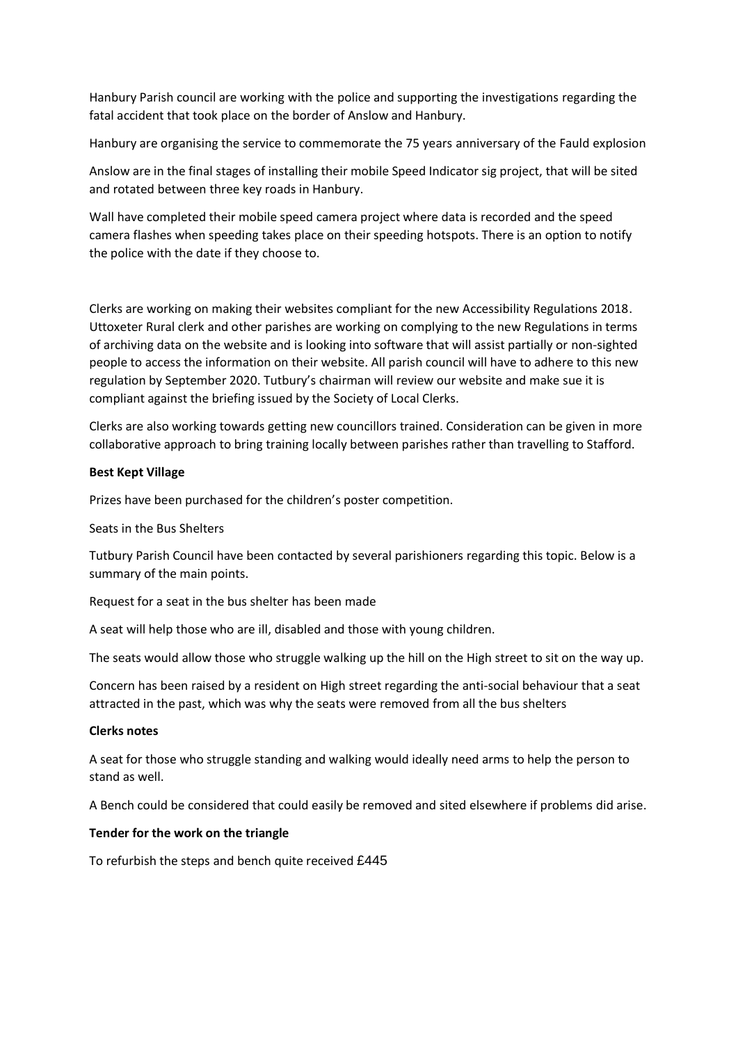Hanbury Parish council are working with the police and supporting the investigations regarding the fatal accident that took place on the border of Anslow and Hanbury.

Hanbury are organising the service to commemorate the 75 years anniversary of the Fauld explosion

Anslow are in the final stages of installing their mobile Speed Indicator sig project, that will be sited and rotated between three key roads in Hanbury.

Wall have completed their mobile speed camera project where data is recorded and the speed camera flashes when speeding takes place on their speeding hotspots. There is an option to notify the police with the date if they choose to.

Clerks are working on making their websites compliant for the new Accessibility Regulations 2018. Uttoxeter Rural clerk and other parishes are working on complying to the new Regulations in terms of archiving data on the website and is looking into software that will assist partially or non-sighted people to access the information on their website. All parish council will have to adhere to this new regulation by September 2020. Tutbury's chairman will review our website and make sue it is compliant against the briefing issued by the Society of Local Clerks.

Clerks are also working towards getting new councillors trained. Consideration can be given in more collaborative approach to bring training locally between parishes rather than travelling to Stafford.

**Best Kept Village**

Prizes have been purchased for the children's poster competition.

Seats in the Bus Shelters

Tutbury Parish Council have been contacted by several parishioners regarding this topic. Below is a summary of the main points.

Request for a seat in the bus shelter has been made

A seat will help those who are ill, disabled and those with young children.

The seats would allow those who struggle walking up the hill on the High street to sit on the way up.

Concern has been raised by a resident on High street regarding the anti-social behaviour that a seat attracted in the past, which was why the seats were removed from all the bus shelters

**Clerks notes**

A seat for those who struggle standing and walking would ideally need arms to help the person to stand as well.

A Bench could be considered that could easily be removed and sited elsewhere if problems did arise.

**Tender for the work on the triangle**

To refurbish the steps and bench quite received £445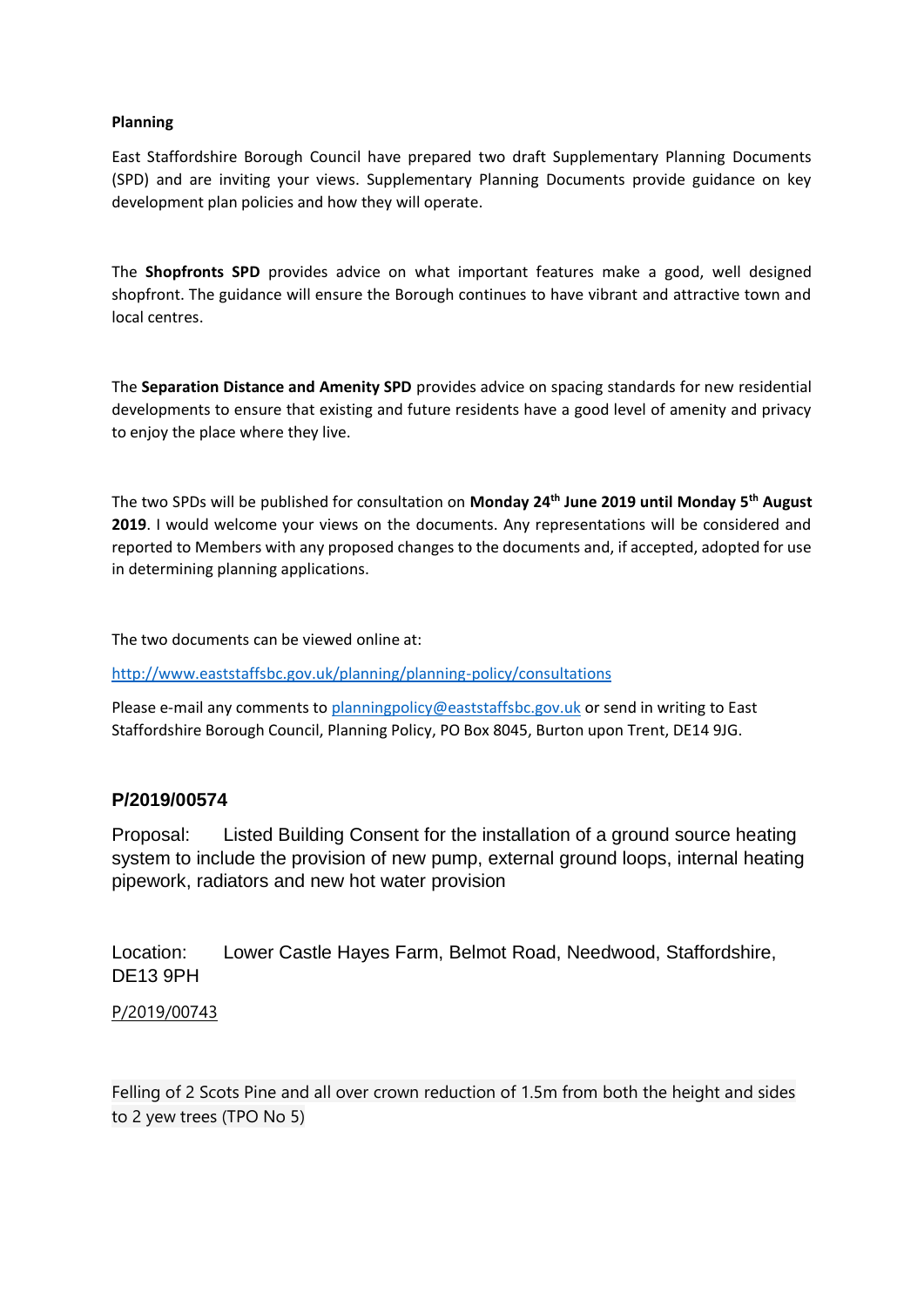**Planning**

East Staffordshire Borough Council have prepared two draft Supplementary Planning Documents (SPD) and are inviting your views. Supplementary Planning Documents provide guidance on key development plan policies and how they will operate.

The **Shopfronts SPD** provides advice on what important features make a good, well designed shopfront. The guidance will ensure the Borough continues to have vibrant and attractive town and local centres.

The **Separation Distance and Amenity SPD** provides advice on spacing standards for new residential developments to ensure that existing and future residents have a good level of amenity and privacy to enjoy the place where they live.

The two SPDs will be published for consultation on **Monday 24th June 2019 until Monday 5th August 2019**. I would welcome your views on the documents. Any representations will be considered and reported to Members with any proposed changes to the documents and, if accepted, adopted for use in determining planning applications.

The two documents can be viewed online at:

http://www.eaststaffsbc.gov.uk/planning/planning-policy/consultations

Please e-mail any comments to planningpolicy@eaststaffsbc.gov.uk or send in writing to East Staffordshire Borough Council, Planning Policy, PO Box 8045, Burton upon Trent, DE14 9JG.

### P/2019/00574

Proposal: Listed Building Consent for the installation of a ground source heating system to include the provision of new pump, external ground loops, internal heating pipework, radiators and new hot water provision

Location: Lower Castle Hayes Farm, Belmot Road, Needwood, Staffordshire, DE13 9PH

P/2019/00743

Felling of 2 Scots Pine and all over crown reduction of 1.5m from both the height and sides to 2 yew trees (TPO No 5)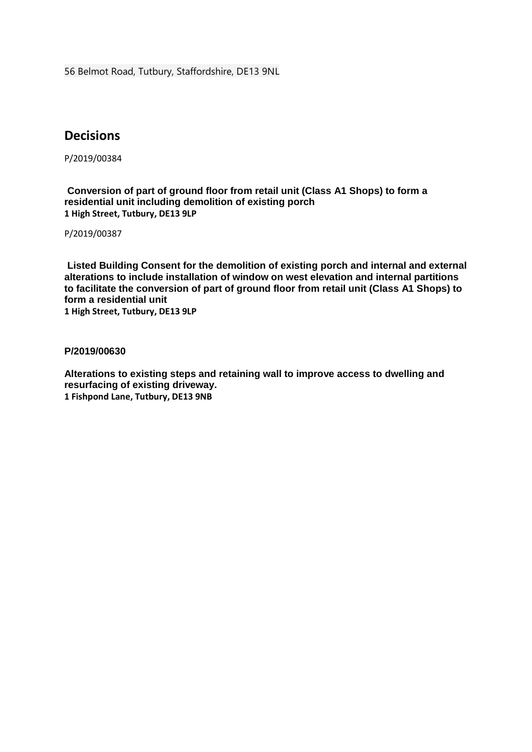56 Belmot Road, Tutbury, Staffordshire, DE13 9NL

## Decisions

P/2019/00384

**Conversion of part of ground floor from retail unit (Class A1 Shops) to form a residential unit including demolition of existing porch**
**1 High Street, Tutbury, DE13 9LP**

P/2019/00387

**Listed Building Consent for the demolition of existing porch and internal and external alterations to include installation of window on west elevation and internal partitions to facilitate the conversion of part of ground floor from retail unit (Class A1 Shops) to form a residential unit**
**1 High Street, Tutbury, DE13 9LP**

**P/2019/00630**

**Alterations to existing steps and retaining wall to improve access to dwelling and resurfacing of existing driveway.**
**1 Fishpond Lane, Tutbury, DE13 9NB**